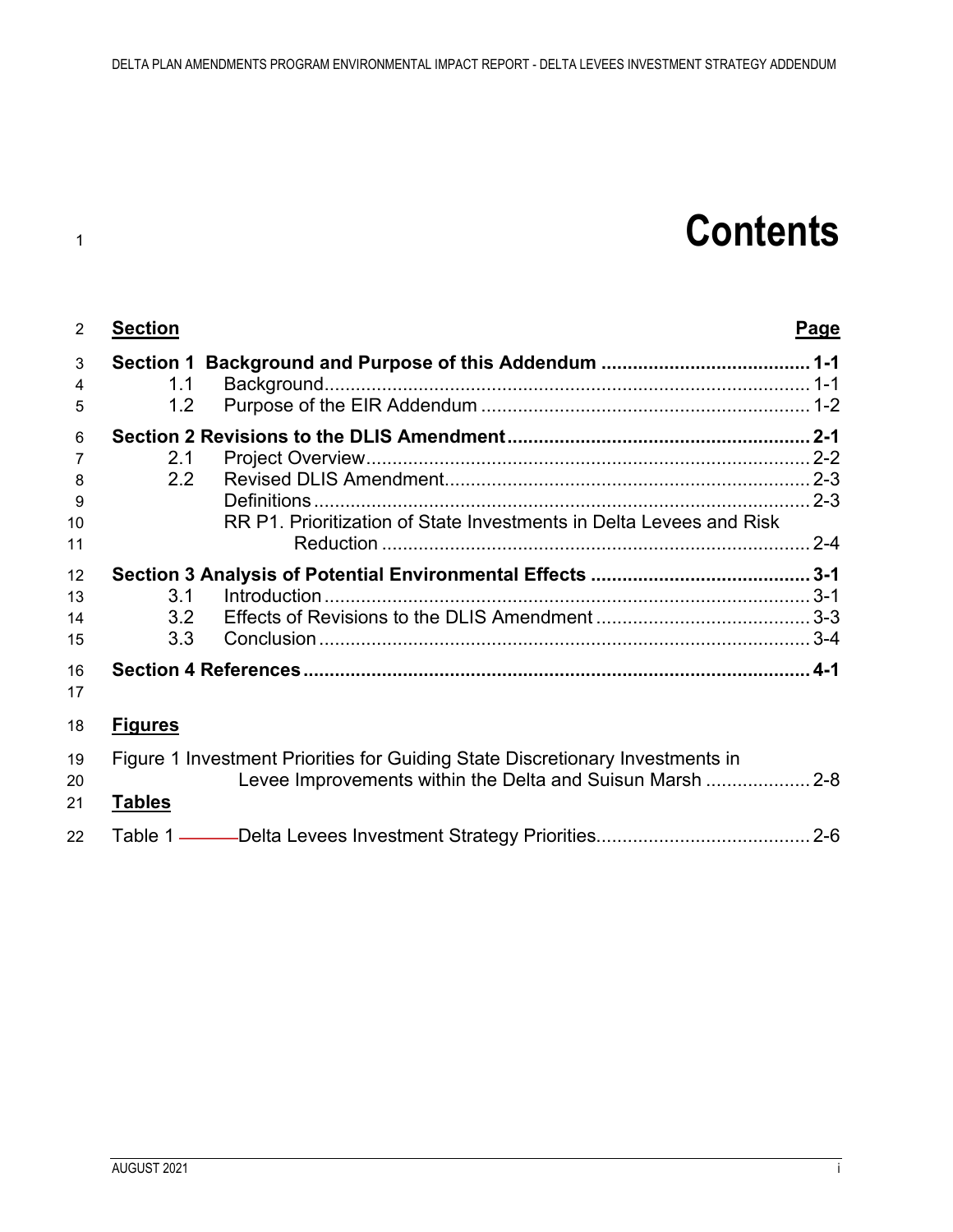# Contents

| Section | | Page |
|---|---|---|
| **Section 1 Background and Purpose of this Addendum** | | **1-1** |
| 1.1 | Background | 1-1 |
| 1.2 | Purpose of the EIR Addendum | 1-2 |
| **Section 2 Revisions to the DLIS Amendment** | | **2-1** |
| 2.1 | Project Overview | 2-2 |
| 2.2 | Revised DLIS Amendment | 2-3 |
| | Definitions | 2-3 |
| | RR P1. Prioritization of State Investments in Delta Levees and Risk Reduction | 2-4 |
| **Section 3 Analysis of Potential Environmental Effects** | | **3-1** |
| 3.1 | Introduction | 3-1 |
| 3.2 | Effects of Revisions to the DLIS Amendment | 3-3 |
| 3.3 | Conclusion | 3-4 |
| **Section 4 References** | | **4-1** |

**Figures**

Figure 1 Investment Priorities for Guiding State Discretionary Investments in Levee Improvements within the Delta and Suisun Marsh .................... 2-8

**Tables**

Table 1 Delta Levees Investment Strategy Priorities......................................... 2-6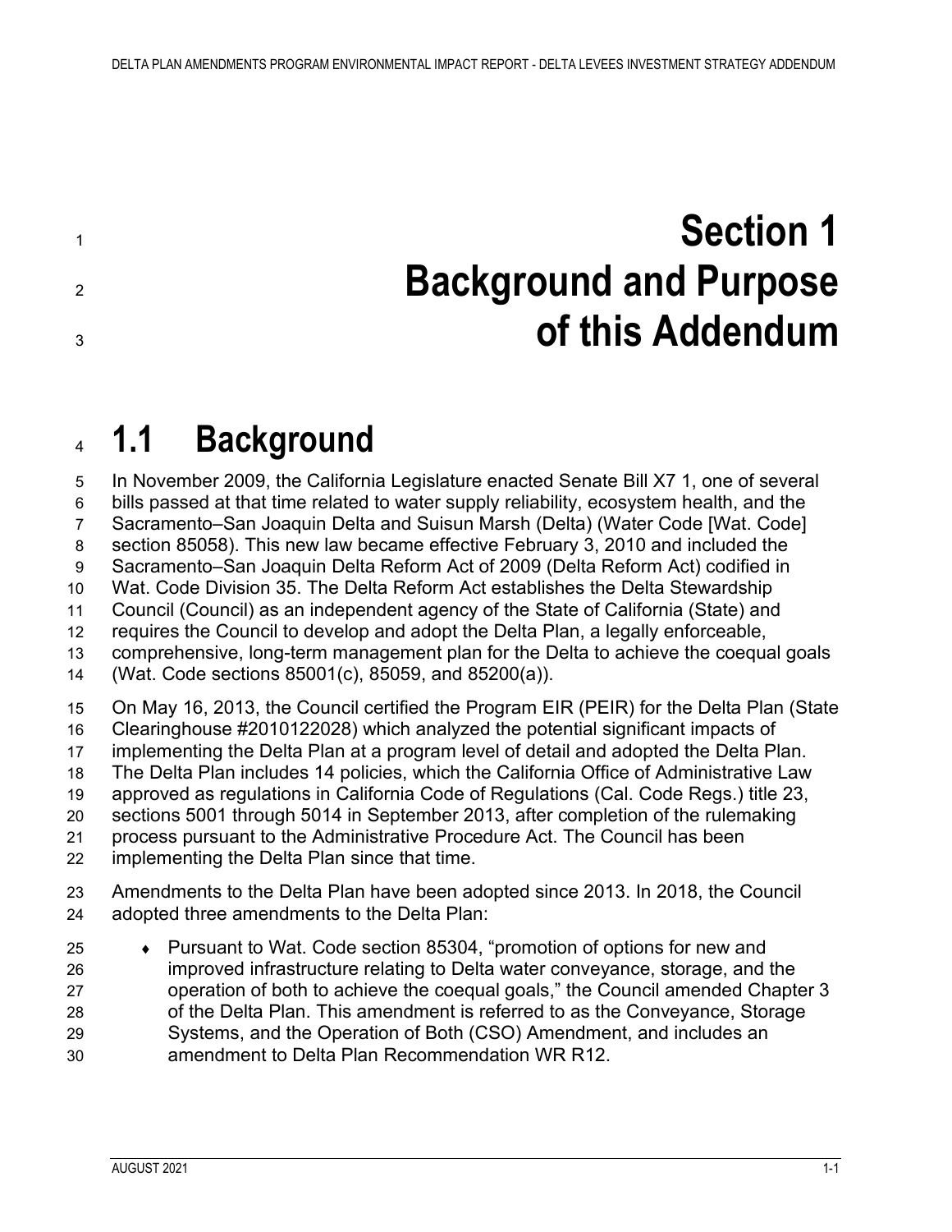# Section 1 Background and Purpose of this Addendum

## 1.1 Background

In November 2009, the California Legislature enacted Senate Bill X7 1, one of several bills passed at that time related to water supply reliability, ecosystem health, and the Sacramento–San Joaquin Delta and Suisun Marsh (Delta) (Water Code [Wat. Code] section 85058). This new law became effective February 3, 2010 and included the Sacramento–San Joaquin Delta Reform Act of 2009 (Delta Reform Act) codified in Wat. Code Division 35. The Delta Reform Act establishes the Delta Stewardship Council (Council) as an independent agency of the State of California (State) and requires the Council to develop and adopt the Delta Plan, a legally enforceable, comprehensive, long-term management plan for the Delta to achieve the coequal goals (Wat. Code sections 85001(c), 85059, and 85200(a)).

On May 16, 2013, the Council certified the Program EIR (PEIR) for the Delta Plan (State Clearinghouse #2010122028) which analyzed the potential significant impacts of implementing the Delta Plan at a program level of detail and adopted the Delta Plan. The Delta Plan includes 14 policies, which the California Office of Administrative Law approved as regulations in California Code of Regulations (Cal. Code Regs.) title 23, sections 5001 through 5014 in September 2013, after completion of the rulemaking process pursuant to the Administrative Procedure Act. The Council has been implementing the Delta Plan since that time.

Amendments to the Delta Plan have been adopted since 2013. In 2018, the Council adopted three amendments to the Delta Plan:

- Pursuant to Wat. Code section 85304, "promotion of options for new and improved infrastructure relating to Delta water conveyance, storage, and the operation of both to achieve the coequal goals," the Council amended Chapter 3 of the Delta Plan. This amendment is referred to as the Conveyance, Storage Systems, and the Operation of Both (CSO) Amendment, and includes an amendment to Delta Plan Recommendation WR R12.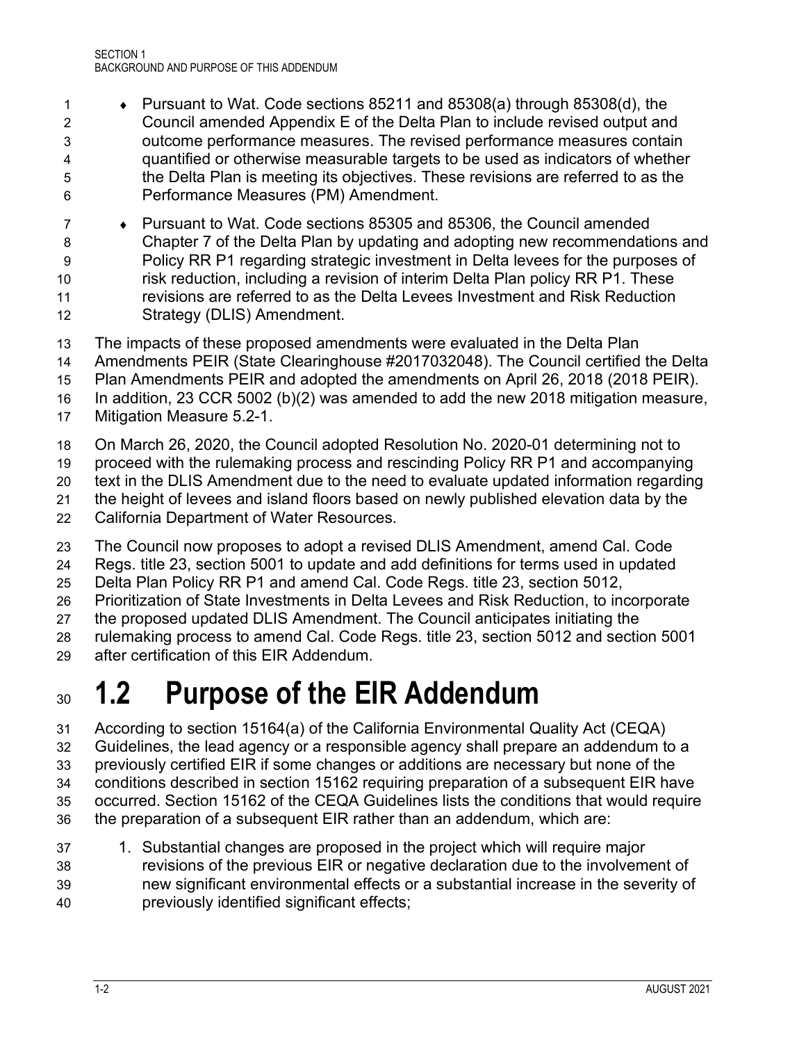- Pursuant to Wat. Code sections 85211 and 85308(a) through 85308(d), the Council amended Appendix E of the Delta Plan to include revised output and outcome performance measures. The revised performance measures contain quantified or otherwise measurable targets to be used as indicators of whether the Delta Plan is meeting its objectives. These revisions are referred to as the Performance Measures (PM) Amendment.
- Pursuant to Wat. Code sections 85305 and 85306, the Council amended Chapter 7 of the Delta Plan by updating and adopting new recommendations and Policy RR P1 regarding strategic investment in Delta levees for the purposes of risk reduction, including a revision of interim Delta Plan policy RR P1. These revisions are referred to as the Delta Levees Investment and Risk Reduction Strategy (DLIS) Amendment.

The impacts of these proposed amendments were evaluated in the Delta Plan Amendments PEIR (State Clearinghouse #2017032048). The Council certified the Delta Plan Amendments PEIR and adopted the amendments on April 26, 2018 (2018 PEIR). In addition, 23 CCR 5002 (b)(2) was amended to add the new 2018 mitigation measure, Mitigation Measure 5.2-1.

On March 26, 2020, the Council adopted Resolution No. 2020-01 determining not to proceed with the rulemaking process and rescinding Policy RR P1 and accompanying text in the DLIS Amendment due to the need to evaluate updated information regarding the height of levees and island floors based on newly published elevation data by the California Department of Water Resources.

The Council now proposes to adopt a revised DLIS Amendment, amend Cal. Code Regs. title 23, section 5001 to update and add definitions for terms used in updated Delta Plan Policy RR P1 and amend Cal. Code Regs. title 23, section 5012, Prioritization of State Investments in Delta Levees and Risk Reduction, to incorporate the proposed updated DLIS Amendment. The Council anticipates initiating the rulemaking process to amend Cal. Code Regs. title 23, section 5012 and section 5001 after certification of this EIR Addendum.

# 1.2 Purpose of the EIR Addendum

According to section 15164(a) of the California Environmental Quality Act (CEQA) Guidelines, the lead agency or a responsible agency shall prepare an addendum to a previously certified EIR if some changes or additions are necessary but none of the conditions described in section 15162 requiring preparation of a subsequent EIR have occurred. Section 15162 of the CEQA Guidelines lists the conditions that would require the preparation of a subsequent EIR rather than an addendum, which are:

1. Substantial changes are proposed in the project which will require major revisions of the previous EIR or negative declaration due to the involvement of new significant environmental effects or a substantial increase in the severity of previously identified significant effects;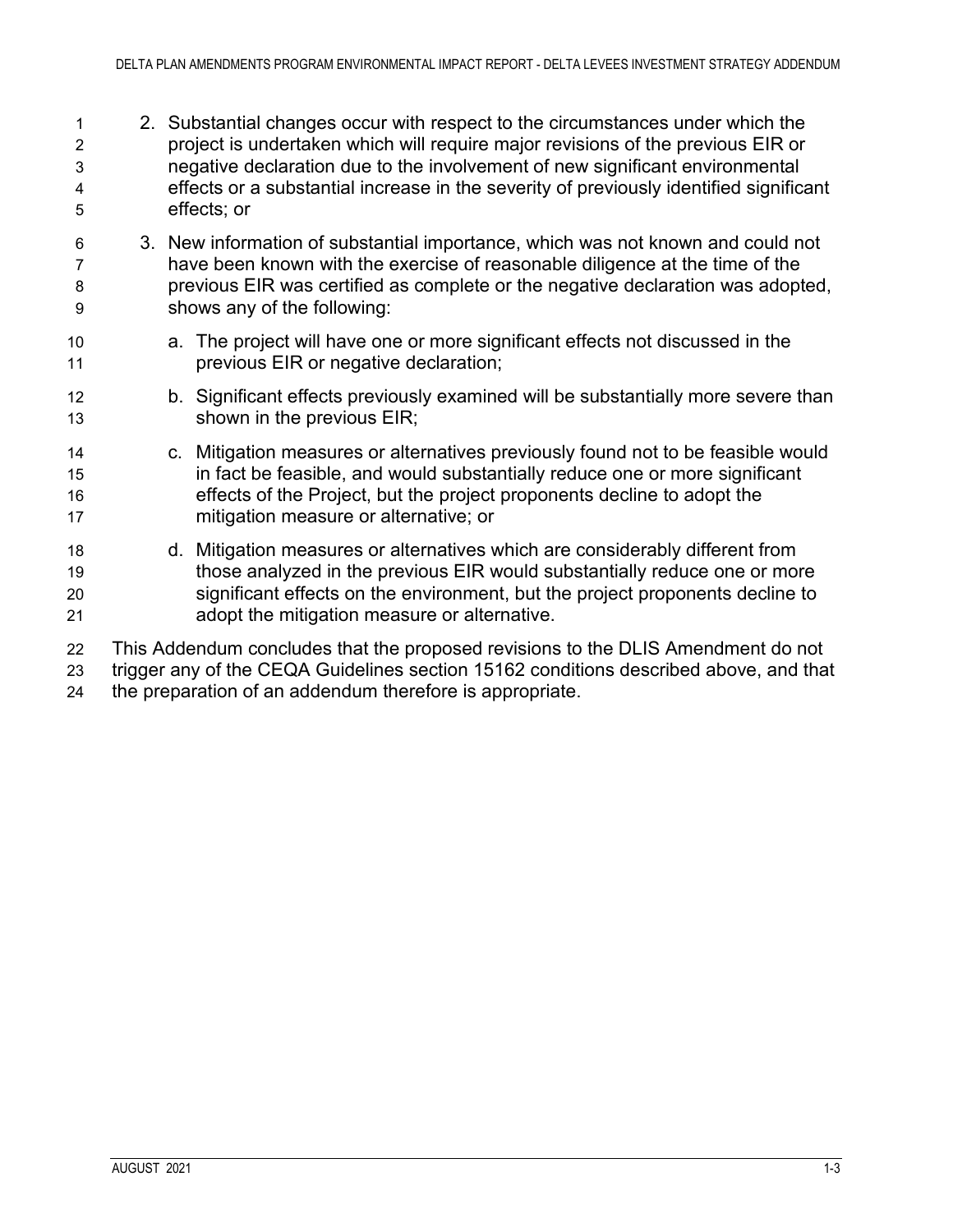2. Substantial changes occur with respect to the circumstances under which the project is undertaken which will require major revisions of the previous EIR or negative declaration due to the involvement of new significant environmental effects or a substantial increase in the severity of previously identified significant effects; or

3. New information of substantial importance, which was not known and could not have been known with the exercise of reasonable diligence at the time of the previous EIR was certified as complete or the negative declaration was adopted, shows any of the following:

   a. The project will have one or more significant effects not discussed in the previous EIR or negative declaration;

   b. Significant effects previously examined will be substantially more severe than shown in the previous EIR;

   c. Mitigation measures or alternatives previously found not to be feasible would in fact be feasible, and would substantially reduce one or more significant effects of the Project, but the project proponents decline to adopt the mitigation measure or alternative; or

   d. Mitigation measures or alternatives which are considerably different from those analyzed in the previous EIR would substantially reduce one or more significant effects on the environment, but the project proponents decline to adopt the mitigation measure or alternative.

This Addendum concludes that the proposed revisions to the DLIS Amendment do not trigger any of the CEQA Guidelines section 15162 conditions described above, and that the preparation of an addendum therefore is appropriate.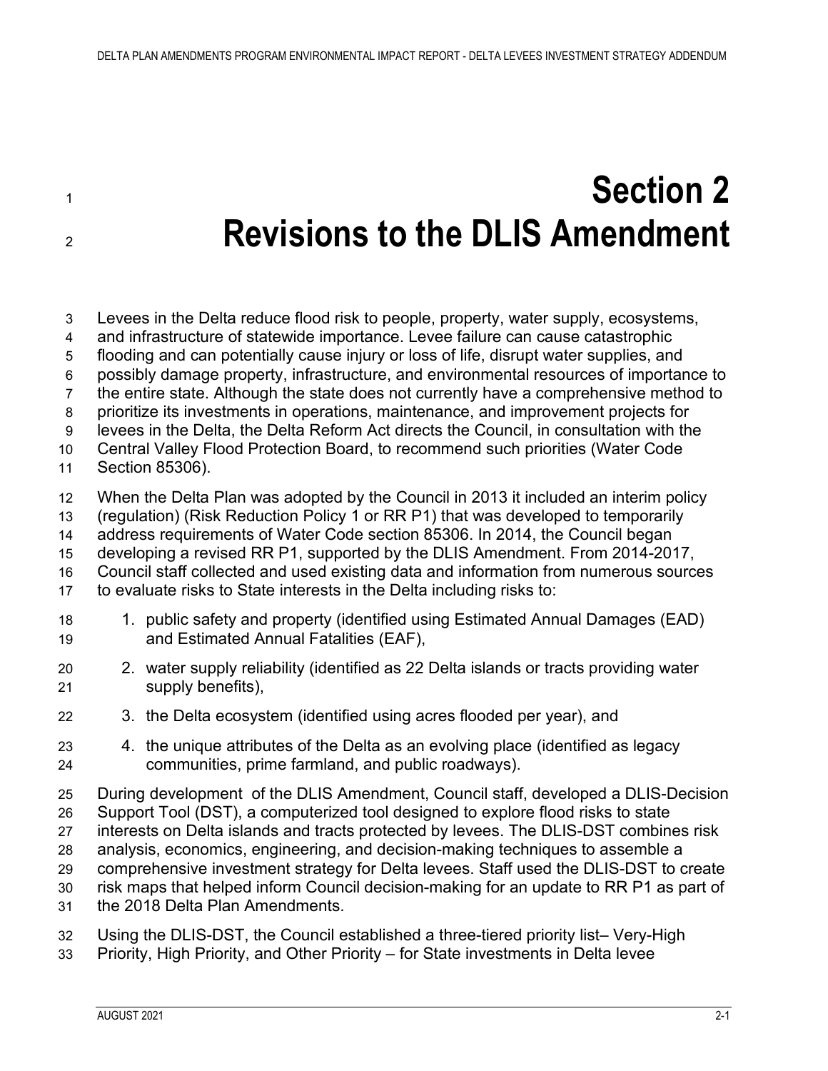# Section 2 Revisions to the DLIS Amendment

Levees in the Delta reduce flood risk to people, property, water supply, ecosystems, and infrastructure of statewide importance. Levee failure can cause catastrophic flooding and can potentially cause injury or loss of life, disrupt water supplies, and possibly damage property, infrastructure, and environmental resources of importance to the entire state. Although the state does not currently have a comprehensive method to prioritize its investments in operations, maintenance, and improvement projects for levees in the Delta, the Delta Reform Act directs the Council, in consultation with the Central Valley Flood Protection Board, to recommend such priorities (Water Code Section 85306).

When the Delta Plan was adopted by the Council in 2013 it included an interim policy (regulation) (Risk Reduction Policy 1 or RR P1) that was developed to temporarily address requirements of Water Code section 85306. In 2014, the Council began developing a revised RR P1, supported by the DLIS Amendment. From 2014-2017, Council staff collected and used existing data and information from numerous sources to evaluate risks to State interests in the Delta including risks to:

1. public safety and property (identified using Estimated Annual Damages (EAD) and Estimated Annual Fatalities (EAF),
2. water supply reliability (identified as 22 Delta islands or tracts providing water supply benefits),
3. the Delta ecosystem (identified using acres flooded per year), and
4. the unique attributes of the Delta as an evolving place (identified as legacy communities, prime farmland, and public roadways).

During development of the DLIS Amendment, Council staff, developed a DLIS-Decision Support Tool (DST), a computerized tool designed to explore flood risks to state interests on Delta islands and tracts protected by levees. The DLIS-DST combines risk analysis, economics, engineering, and decision-making techniques to assemble a comprehensive investment strategy for Delta levees. Staff used the DLIS-DST to create risk maps that helped inform Council decision-making for an update to RR P1 as part of the 2018 Delta Plan Amendments.

Using the DLIS-DST, the Council established a three-tiered priority list– Very-High Priority, High Priority, and Other Priority – for State investments in Delta levee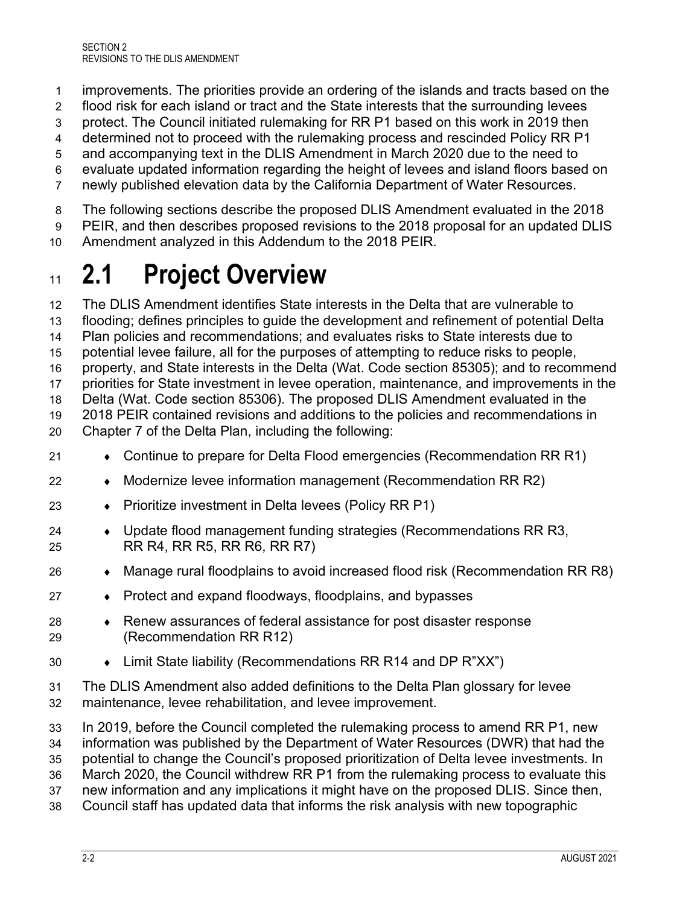improvements. The priorities provide an ordering of the islands and tracts based on the flood risk for each island or tract and the State interests that the surrounding levees protect. The Council initiated rulemaking for RR P1 based on this work in 2019 then determined not to proceed with the rulemaking process and rescinded Policy RR P1 and accompanying text in the DLIS Amendment in March 2020 due to the need to evaluate updated information regarding the height of levees and island floors based on newly published elevation data by the California Department of Water Resources.

The following sections describe the proposed DLIS Amendment evaluated in the 2018 PEIR, and then describes proposed revisions to the 2018 proposal for an updated DLIS Amendment analyzed in this Addendum to the 2018 PEIR.

## 2.1 Project Overview

The DLIS Amendment identifies State interests in the Delta that are vulnerable to flooding; defines principles to guide the development and refinement of potential Delta Plan policies and recommendations; and evaluates risks to State interests due to potential levee failure, all for the purposes of attempting to reduce risks to people, property, and State interests in the Delta (Wat. Code section 85305); and to recommend priorities for State investment in levee operation, maintenance, and improvements in the Delta (Wat. Code section 85306). The proposed DLIS Amendment evaluated in the 2018 PEIR contained revisions and additions to the policies and recommendations in Chapter 7 of the Delta Plan, including the following:

- Continue to prepare for Delta Flood emergencies (Recommendation RR R1)
- Modernize levee information management (Recommendation RR R2)
- Prioritize investment in Delta levees (Policy RR P1)
- Update flood management funding strategies (Recommendations RR R3, RR R4, RR R5, RR R6, RR R7)
- Manage rural floodplains to avoid increased flood risk (Recommendation RR R8)
- Protect and expand floodways, floodplains, and bypasses
- Renew assurances of federal assistance for post disaster response (Recommendation RR R12)
- Limit State liability (Recommendations RR R14 and DP R"XX")

The DLIS Amendment also added definitions to the Delta Plan glossary for levee maintenance, levee rehabilitation, and levee improvement.

In 2019, before the Council completed the rulemaking process to amend RR P1, new information was published by the Department of Water Resources (DWR) that had the potential to change the Council's proposed prioritization of Delta levee investments. In March 2020, the Council withdrew RR P1 from the rulemaking process to evaluate this new information and any implications it might have on the proposed DLIS. Since then, Council staff has updated data that informs the risk analysis with new topographic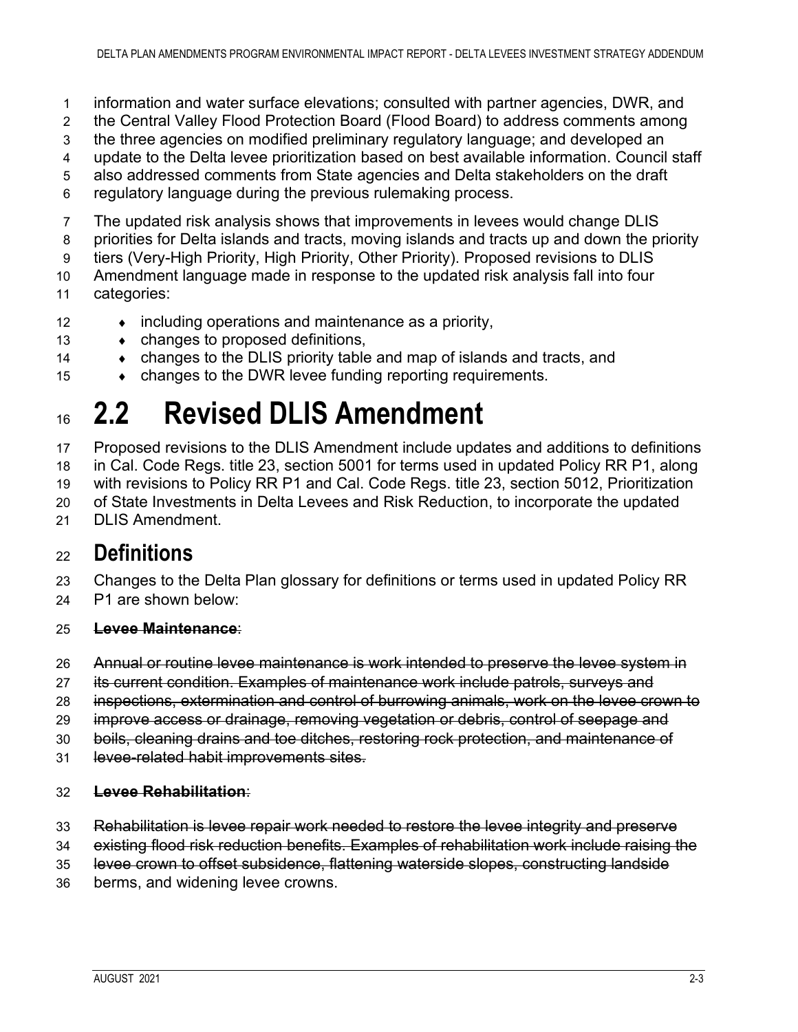information and water surface elevations; consulted with partner agencies, DWR, and the Central Valley Flood Protection Board (Flood Board) to address comments among the three agencies on modified preliminary regulatory language; and developed an update to the Delta levee prioritization based on best available information. Council staff also addressed comments from State agencies and Delta stakeholders on the draft regulatory language during the previous rulemaking process.

The updated risk analysis shows that improvements in levees would change DLIS priorities for Delta islands and tracts, moving islands and tracts up and down the priority tiers (Very-High Priority, High Priority, Other Priority). Proposed revisions to DLIS Amendment language made in response to the updated risk analysis fall into four categories:

- including operations and maintenance as a priority,
- changes to proposed definitions,
- changes to the DLIS priority table and map of islands and tracts, and
- changes to the DWR levee funding reporting requirements.

# 2.2 Revised DLIS Amendment

Proposed revisions to the DLIS Amendment include updates and additions to definitions in Cal. Code Regs. title 23, section 5001 for terms used in updated Policy RR P1, along with revisions to Policy RR P1 and Cal. Code Regs. title 23, section 5012, Prioritization of State Investments in Delta Levees and Risk Reduction, to incorporate the updated DLIS Amendment.

## Definitions

Changes to the Delta Plan glossary for definitions or terms used in updated Policy RR P1 are shown below:

~~**Levee Maintenance**~~:

~~Annual or routine levee maintenance is work intended to preserve the levee system in its current condition. Examples of maintenance work include patrols, surveys and inspections, extermination and control of burrowing animals, work on the levee crown to improve access or drainage, removing vegetation or debris, control of seepage and boils, cleaning drains and toe ditches, restoring rock protection, and maintenance of levee-related habit improvements sites.~~

~~**Levee Rehabilitation**~~:

~~Rehabilitation is levee repair work needed to restore the levee integrity and preserve existing flood risk reduction benefits. Examples of rehabilitation work include raising the levee crown to offset subsidence, flattening waterside slopes, constructing landside~~ berms, and widening levee crowns.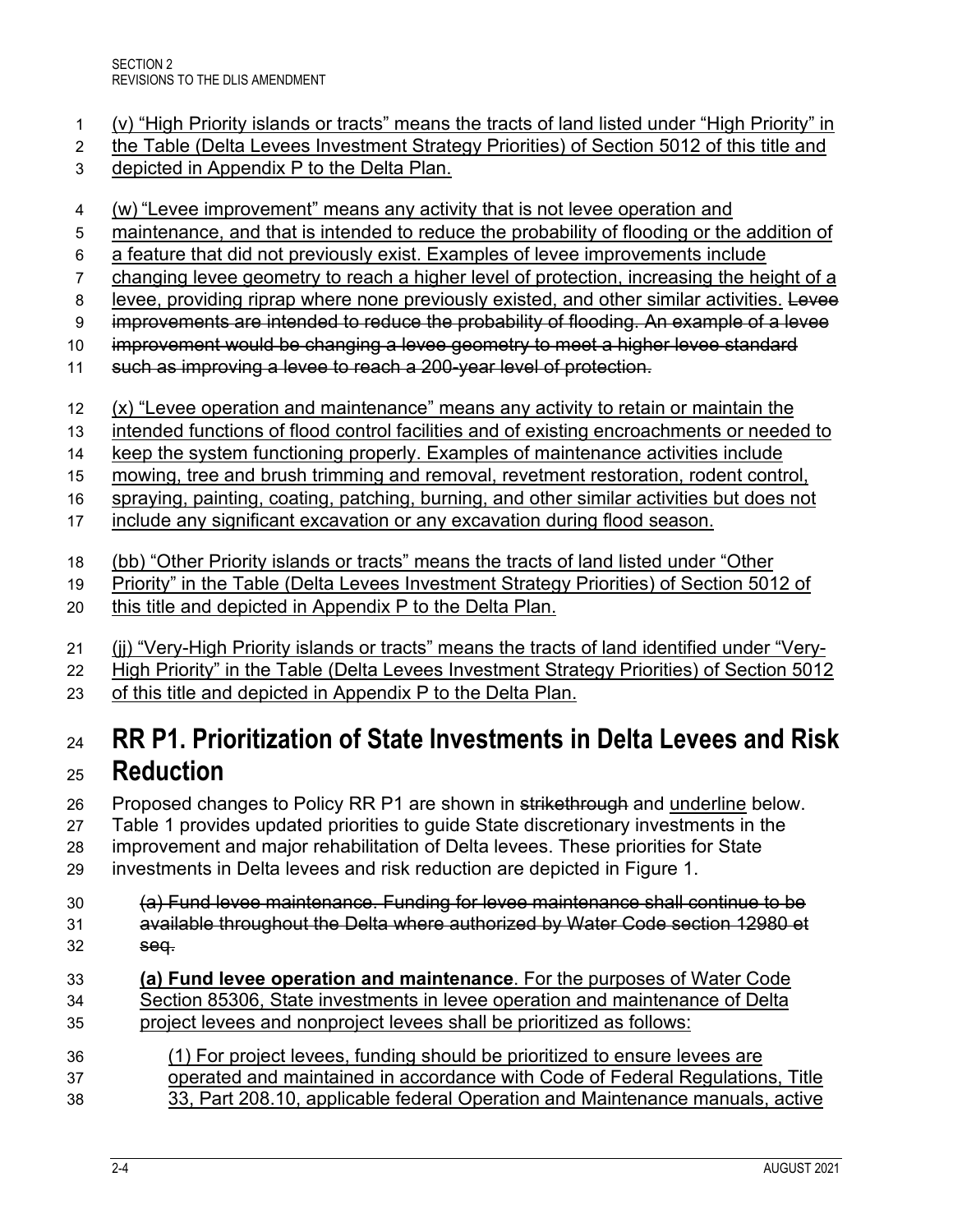(v) "High Priority islands or tracts" means the tracts of land listed under "High Priority" in the Table (Delta Levees Investment Strategy Priorities) of Section 5012 of this title and depicted in Appendix P to the Delta Plan.

(w) "Levee improvement" means any activity that is not levee operation and maintenance, and that is intended to reduce the probability of flooding or the addition of a feature that did not previously exist. Examples of levee improvements include changing levee geometry to reach a higher level of protection, increasing the height of a levee, providing riprap where none previously existed, and other similar activities. ~~Levee improvements are intended to reduce the probability of flooding. An example of a levee improvement would be changing a levee geometry to meet a higher levee standard such as improving a levee to reach a 200-year level of protection.~~

(x) "Levee operation and maintenance" means any activity to retain or maintain the intended functions of flood control facilities and of existing encroachments or needed to keep the system functioning properly. Examples of maintenance activities include mowing, tree and brush trimming and removal, revetment restoration, rodent control, spraying, painting, coating, patching, burning, and other similar activities but does not include any significant excavation or any excavation during flood season.

(bb) "Other Priority islands or tracts" means the tracts of land listed under "Other Priority" in the Table (Delta Levees Investment Strategy Priorities) of Section 5012 of this title and depicted in Appendix P to the Delta Plan.

(jj) "Very-High Priority islands or tracts" means the tracts of land identified under "Very-High Priority" in the Table (Delta Levees Investment Strategy Priorities) of Section 5012 of this title and depicted in Appendix P to the Delta Plan.

# RR P1. Prioritization of State Investments in Delta Levees and Risk Reduction

Proposed changes to Policy RR P1 are shown in ~~strikethrough~~ and underline below. Table 1 provides updated priorities to guide State discretionary investments in the improvement and major rehabilitation of Delta levees. These priorities for State investments in Delta levees and risk reduction are depicted in Figure 1.

> ~~(a) Fund levee maintenance. Funding for levee maintenance shall continue to be available throughout the Delta where authorized by Water Code section 12980 et seq.~~
>
> **(a) Fund levee operation and maintenance**. For the purposes of Water Code Section 85306, State investments in levee operation and maintenance of Delta project levees and nonproject levees shall be prioritized as follows:
>
> > (1) For project levees, funding should be prioritized to ensure levees are operated and maintained in accordance with Code of Federal Regulations, Title 33, Part 208.10, applicable federal Operation and Maintenance manuals, active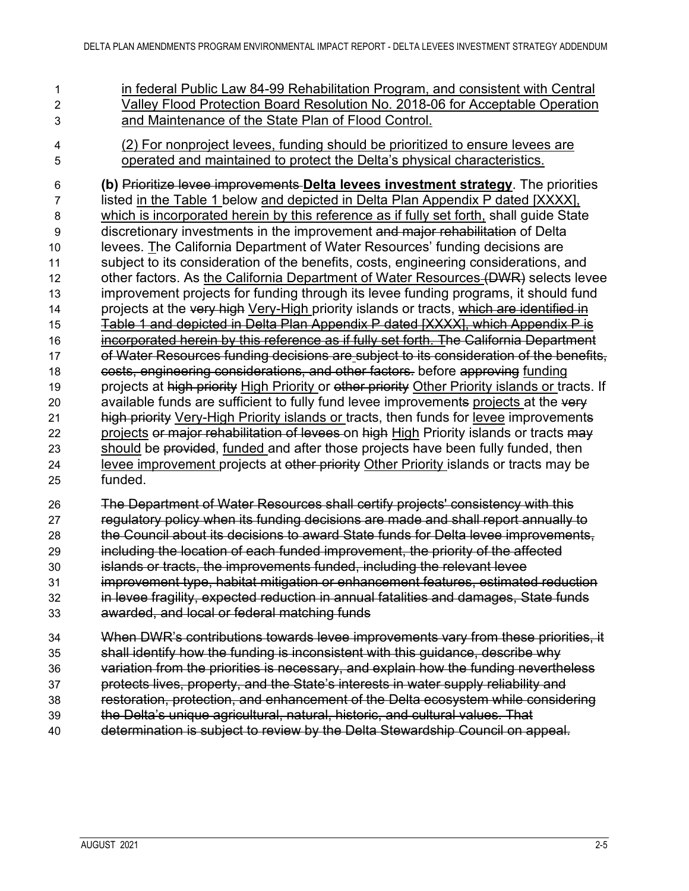<u>in federal Public Law 84-99 Rehabilitation Program, and consistent with Central Valley Flood Protection Board Resolution No. 2018-06 for Acceptable Operation and Maintenance of the State Plan of Flood Control.</u>

<u>(2) For nonproject levees, funding should be prioritized to ensure levees are operated and maintained to protect the Delta's physical characteristics.</u>

**(b)** ~~Prioritize levee improvements~~ **<u>Delta levees investment strategy</u>**. The priorities listed <u>in the Table 1</u> below <u>and depicted in Delta Plan Appendix P dated [XXXX], which is incorporated herein by this reference as if fully set forth,</u> shall guide State discretionary investments in the improvement ~~and major rehabilitation~~ of Delta levees. <u>T</u>he California Department of Water Resources' funding decisions are subject to its consideration of the benefits, costs, engineering considerations, and other factors. As <u>the California Department of Water Resources</u> ~~(DWR)~~ selects levee improvement projects for funding through its levee funding programs, it should fund projects at the ~~very high~~ <u>Very-High</u> priority islands or tracts, ~~which are identified in Table 1 and depicted in Delta Plan Appendix P dated [XXXX], which Appendix P is incorporated herein by this reference as if fully set forth. The California Department of Water Resources funding decisions are subject to its consideration of the benefits, costs, engineering considerations, and other factors.~~ before ~~approving~~ <u>funding</u> projects at ~~high priority~~ <u>High Priority</u> or ~~other priority~~ <u>Other Priority islands or</u> tracts. If available funds are sufficient to fully fund levee improvement~~s~~ <u>projects</u> at the ~~very high priority~~ <u>Very-High Priority islands or</u> tracts, then funds for <u>levee</u> improvement~~s~~ <u>projects</u> ~~or major rehabilitation of levees~~ on ~~high~~ <u>High</u> Priority islands or tracts ~~may~~ <u>should</u> be ~~provided~~, <u>funded</u> and after those projects have been fully funded, then <u>levee improvement</u> projects at ~~other priority~~ <u>Other Priority</u> islands or tracts may be funded.

~~The Department of Water Resources shall certify projects' consistency with this regulatory policy when its funding decisions are made and shall report annually to the Council about its decisions to award State funds for Delta levee improvements, including the location of each funded improvement, the priority of the affected islands or tracts, the improvements funded, including the relevant levee improvement type, habitat mitigation or enhancement features, estimated reduction in levee fragility, expected reduction in annual fatalities and damages, State funds awarded, and local or federal matching funds~~

~~When DWR's contributions towards levee improvements vary from these priorities, it shall identify how the funding is inconsistent with this guidance, describe why variation from the priorities is necessary, and explain how the funding nevertheless protects lives, property, and the State's interests in water supply reliability and restoration, protection, and enhancement of the Delta ecosystem while considering the Delta's unique agricultural, natural, historic, and cultural values. That determination is subject to review by the Delta Stewardship Council on appeal.~~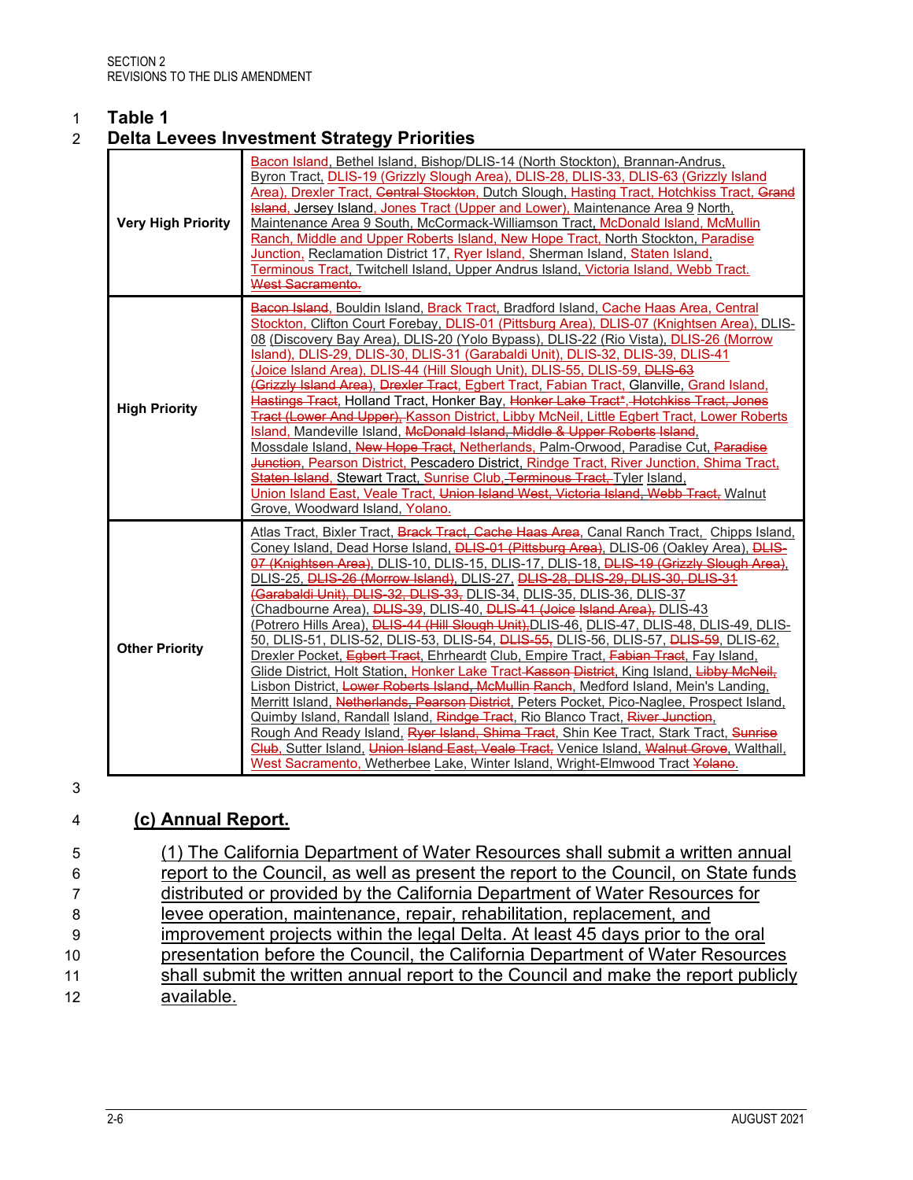**Table 1**
**Delta Levees Investment Strategy Priorities**

| | |
|---|---|
| **Very High Priority** | Bacon Island, Bethel Island, Bishop/DLIS-14 (North Stockton), Brannan-Andrus, Byron Tract, DLIS-19 (Grizzly Slough Area), DLIS-28, DLIS-33, DLIS-63 (Grizzly Island Area), Drexler Tract, Central Stockton, Dutch Slough, Hasting Tract, Hotchkiss Tract, Grand Island, Jersey Island, Jones Tract (Upper and Lower), Maintenance Area 9 North, Maintenance Area 9 South, McCormack-Williamson Tract, McDonald Island, McMullin Ranch, Middle and Upper Roberts Island, New Hope Tract, North Stockton, Paradise Junction, Reclamation District 17, Ryer Island, Sherman Island, Staten Island, Terminous Tract, Twitchell Island, Upper Andrus Island, Victoria Island, Webb Tract. West Sacramento. |
| **High Priority** | Bacon Island, Bouldin Island, Brack Tract, Bradford Island, Cache Haas Area, Central Stockton, Clifton Court Forebay, DLIS-01 (Pittsburg Area), DLIS-07 (Knightsen Area), DLIS-08 (Discovery Bay Area), DLIS-20 (Yolo Bypass), DLIS-22 (Rio Vista), DLIS-26 (Morrow Island), DLIS-29, DLIS-30, DLIS-31 (Garabaldi Unit), DLIS-32, DLIS-39, DLIS-41 (Joice Island Area), DLIS-44 (Hill Slough Unit), DLIS-55, DLIS-59, DLIS-63 (Grizzly Island Area), Drexler Tract, Egbert Tract, Fabian Tract, Glanville, Grand Island, Hastings Tract, Holland Tract, Honker Bay, Honker Lake Tract*, Hotchkiss Tract, Jones Tract (Lower And Upper), Kasson District, Libby McNeil, Little Egbert Tract, Lower Roberts Island, Mandeville Island, McDonald Island, Middle & Upper Roberts Island, Mossdale Island, New Hope Tract, Netherlands, Palm-Orwood, Paradise Cut, Paradise Junction, Pearson District, Pescadero District, Rindge Tract, River Junction, Shima Tract, Staten Island, Stewart Tract, Sunrise Club, Terminous Tract, Tyler Island, Union Island East, Veale Tract, Union Island West, Victoria Island, Webb Tract, Walnut Grove, Woodward Island, Yolano. |
| **Other Priority** | Atlas Tract, Bixler Tract, Brack Tract, Cache Haas Area, Canal Ranch Tract, Chipps Island, Coney Island, Dead Horse Island, DLIS-01 (Pittsburg Area), DLIS-06 (Oakley Area), DLIS-07 (Knightsen Area), DLIS-10, DLIS-15, DLIS-17, DLIS-18, DLIS-19 (Grizzly Slough Area), DLIS-25, DLIS-26 (Morrow Island), DLIS-27, DLIS-28, DLIS-29, DLIS-30, DLIS-31 (Garabaldi Unit), DLIS-32, DLIS-33, DLIS-34, DLIS-35, DLIS-36, DLIS-37 (Chadbourne Area), DLIS-39, DLIS-40, DLIS-41 (Joice Island Area), DLIS-43 (Potrero Hills Area), DLIS-44 (Hill Slough Unit), DLIS-46, DLIS-47, DLIS-48, DLIS-49, DLIS-50, DLIS-51, DLIS-52, DLIS-53, DLIS-54, DLIS-55, DLIS-56, DLIS-57, DLIS-59, DLIS-62, Drexler Pocket, Egbert Tract, Ehrheardt Club, Empire Tract, Fabian Tract, Fay Island, Glide District, Holt Station, Honker Lake Tract Kasson District, King Island, Libby McNeil, Lisbon District, Lower Roberts Island, McMullin Ranch, Medford Island, Mein's Landing, Merritt Island, Netherlands, Pearson District, Peters Pocket, Pico-Naglee, Prospect Island, Quimby Island, Randall Island, Rindge Tract, Rio Blanco Tract, River Junction, Rough And Ready Island, Ryer Island, Shima Tract, Shin Kee Tract, Stark Tract, Sunrise Club, Sutter Island, Union Island East, Veale Tract, Venice Island, Walnut Grove, Walthall, West Sacramento, Wetherbee Lake, Winter Island, Wright-Elmwood Tract Yolano. |

**(c) Annual Report.**

(1) The California Department of Water Resources shall submit a written annual report to the Council, as well as present the report to the Council, on State funds distributed or provided by the California Department of Water Resources for levee operation, maintenance, repair, rehabilitation, replacement, and improvement projects within the legal Delta. At least 45 days prior to the oral presentation before the Council, the California Department of Water Resources shall submit the written annual report to the Council and make the report publicly available.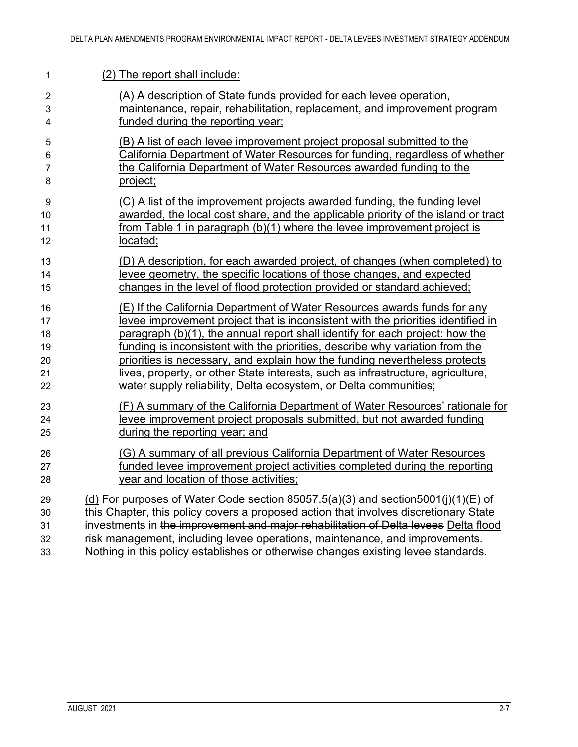(2) The report shall include:

(A) A description of State funds provided for each levee operation, maintenance, repair, rehabilitation, replacement, and improvement program funded during the reporting year;

(B) A list of each levee improvement project proposal submitted to the California Department of Water Resources for funding, regardless of whether the California Department of Water Resources awarded funding to the project;

(C) A list of the improvement projects awarded funding, the funding level awarded, the local cost share, and the applicable priority of the island or tract from Table 1 in paragraph (b)(1) where the levee improvement project is located;

(D) A description, for each awarded project, of changes (when completed) to levee geometry, the specific locations of those changes, and expected changes in the level of flood protection provided or standard achieved;

(E) If the California Department of Water Resources awards funds for any levee improvement project that is inconsistent with the priorities identified in paragraph (b)(1), the annual report shall identify for each project: how the funding is inconsistent with the priorities, describe why variation from the priorities is necessary, and explain how the funding nevertheless protects lives, property, or other State interests, such as infrastructure, agriculture, water supply reliability, Delta ecosystem, or Delta communities;

(F) A summary of the California Department of Water Resources' rationale for levee improvement project proposals submitted, but not awarded funding during the reporting year; and

(G) A summary of all previous California Department of Water Resources funded levee improvement project activities completed during the reporting year and location of those activities;

(d) For purposes of Water Code section 85057.5(a)(3) and section5001(j)(1)(E) of this Chapter, this policy covers a proposed action that involves discretionary State investments in ~~the improvement and major rehabilitation of Delta levees~~ Delta flood risk management, including levee operations, maintenance, and improvements. Nothing in this policy establishes or otherwise changes existing levee standards.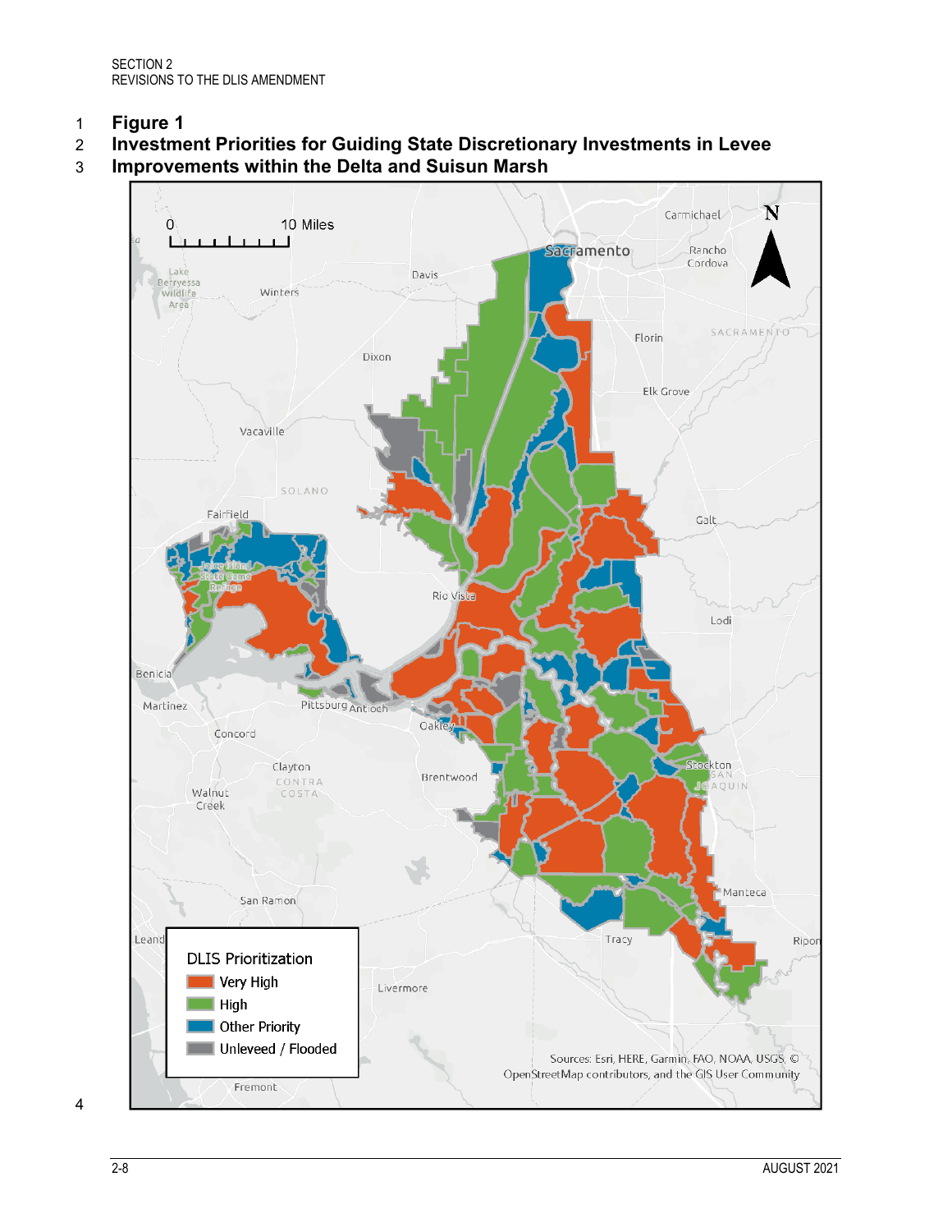**Figure 1**
**Investment Priorities for Guiding State Discretionary Investments in Levee Improvements within the Delta and Suisun Marsh**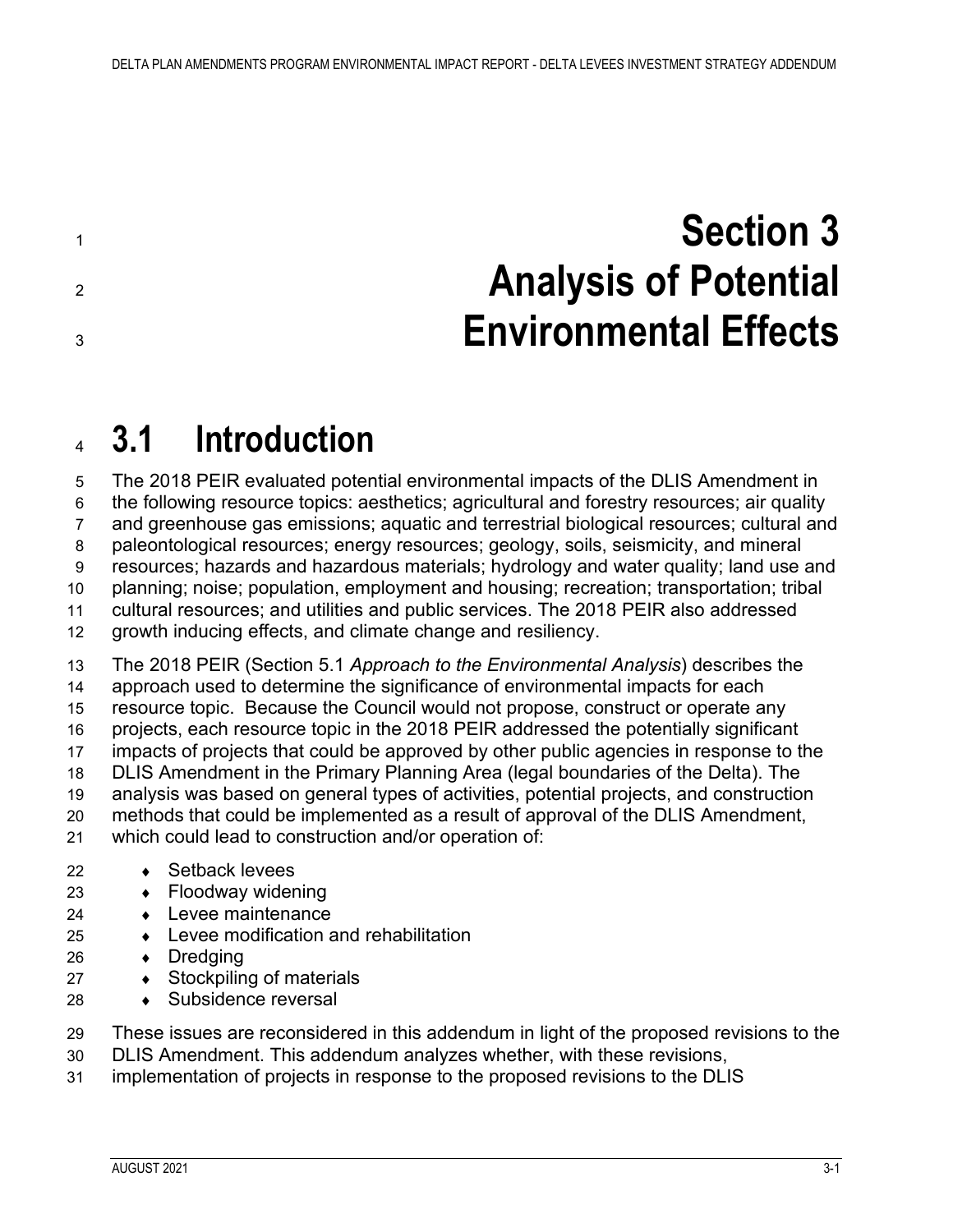# Section 3 Analysis of Potential Environmental Effects

## 3.1 Introduction

The 2018 PEIR evaluated potential environmental impacts of the DLIS Amendment in the following resource topics: aesthetics; agricultural and forestry resources; air quality and greenhouse gas emissions; aquatic and terrestrial biological resources; cultural and paleontological resources; energy resources; geology, soils, seismicity, and mineral resources; hazards and hazardous materials; hydrology and water quality; land use and planning; noise; population, employment and housing; recreation; transportation; tribal cultural resources; and utilities and public services. The 2018 PEIR also addressed growth inducing effects, and climate change and resiliency.

The 2018 PEIR (Section 5.1 *Approach to the Environmental Analysis*) describes the approach used to determine the significance of environmental impacts for each resource topic. Because the Council would not propose, construct or operate any projects, each resource topic in the 2018 PEIR addressed the potentially significant impacts of projects that could be approved by other public agencies in response to the DLIS Amendment in the Primary Planning Area (legal boundaries of the Delta). The analysis was based on general types of activities, potential projects, and construction methods that could be implemented as a result of approval of the DLIS Amendment, which could lead to construction and/or operation of:

- Setback levees
- Floodway widening
- Levee maintenance
- Levee modification and rehabilitation
- Dredging
- Stockpiling of materials
- Subsidence reversal

These issues are reconsidered in this addendum in light of the proposed revisions to the DLIS Amendment. This addendum analyzes whether, with these revisions, implementation of projects in response to the proposed revisions to the DLIS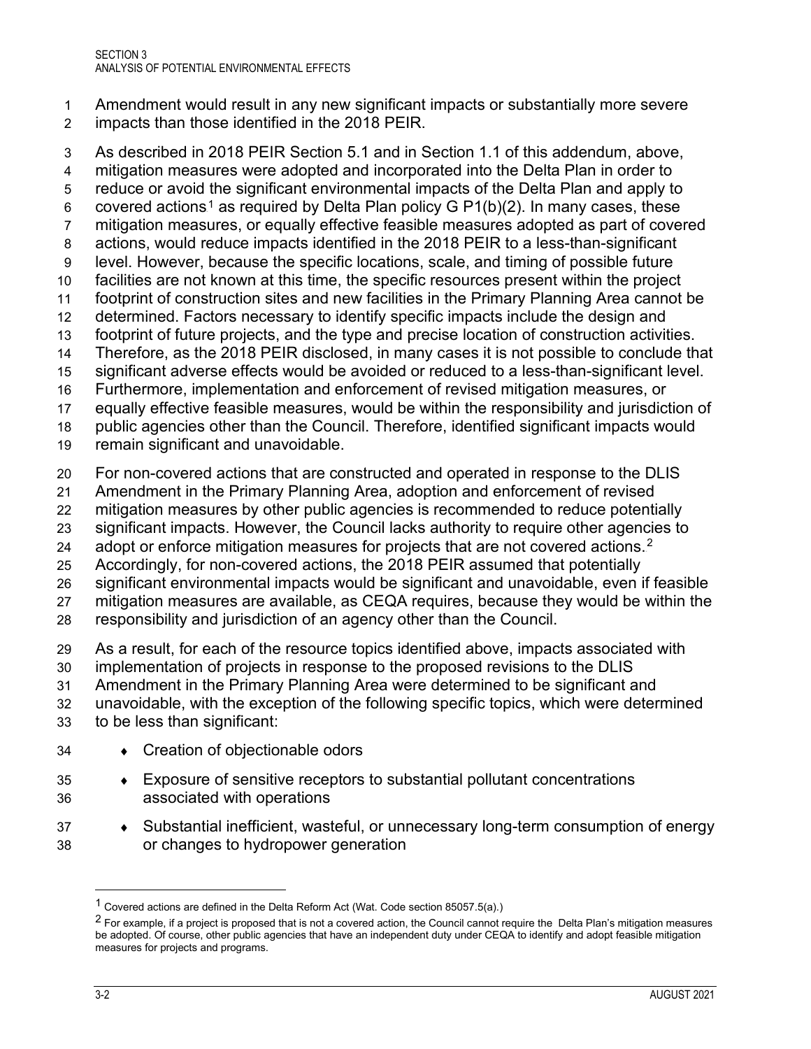Amendment would result in any new significant impacts or substantially more severe impacts than those identified in the 2018 PEIR.

As described in 2018 PEIR Section 5.1 and in Section 1.1 of this addendum, above, mitigation measures were adopted and incorporated into the Delta Plan in order to reduce or avoid the significant environmental impacts of the Delta Plan and apply to covered actions[1] as required by Delta Plan policy G P1(b)(2). In many cases, these mitigation measures, or equally effective feasible measures adopted as part of covered actions, would reduce impacts identified in the 2018 PEIR to a less-than-significant level. However, because the specific locations, scale, and timing of possible future facilities are not known at this time, the specific resources present within the project footprint of construction sites and new facilities in the Primary Planning Area cannot be determined. Factors necessary to identify specific impacts include the design and footprint of future projects, and the type and precise location of construction activities. Therefore, as the 2018 PEIR disclosed, in many cases it is not possible to conclude that significant adverse effects would be avoided or reduced to a less-than-significant level. Furthermore, implementation and enforcement of revised mitigation measures, or equally effective feasible measures, would be within the responsibility and jurisdiction of public agencies other than the Council. Therefore, identified significant impacts would remain significant and unavoidable.

For non-covered actions that are constructed and operated in response to the DLIS Amendment in the Primary Planning Area, adoption and enforcement of revised mitigation measures by other public agencies is recommended to reduce potentially significant impacts. However, the Council lacks authority to require other agencies to adopt or enforce mitigation measures for projects that are not covered actions.[2] Accordingly, for non-covered actions, the 2018 PEIR assumed that potentially significant environmental impacts would be significant and unavoidable, even if feasible mitigation measures are available, as CEQA requires, because they would be within the responsibility and jurisdiction of an agency other than the Council.

As a result, for each of the resource topics identified above, impacts associated with implementation of projects in response to the proposed revisions to the DLIS Amendment in the Primary Planning Area were determined to be significant and unavoidable, with the exception of the following specific topics, which were determined to be less than significant:

- Creation of objectionable odors
- Exposure of sensitive receptors to substantial pollutant concentrations associated with operations
- Substantial inefficient, wasteful, or unnecessary long-term consumption of energy or changes to hydropower generation

---

[1] Covered actions are defined in the Delta Reform Act (Wat. Code section 85057.5(a).)

[2] For example, if a project is proposed that is not a covered action, the Council cannot require the Delta Plan's mitigation measures be adopted. Of course, other public agencies that have an independent duty under CEQA to identify and adopt feasible mitigation measures for projects and programs.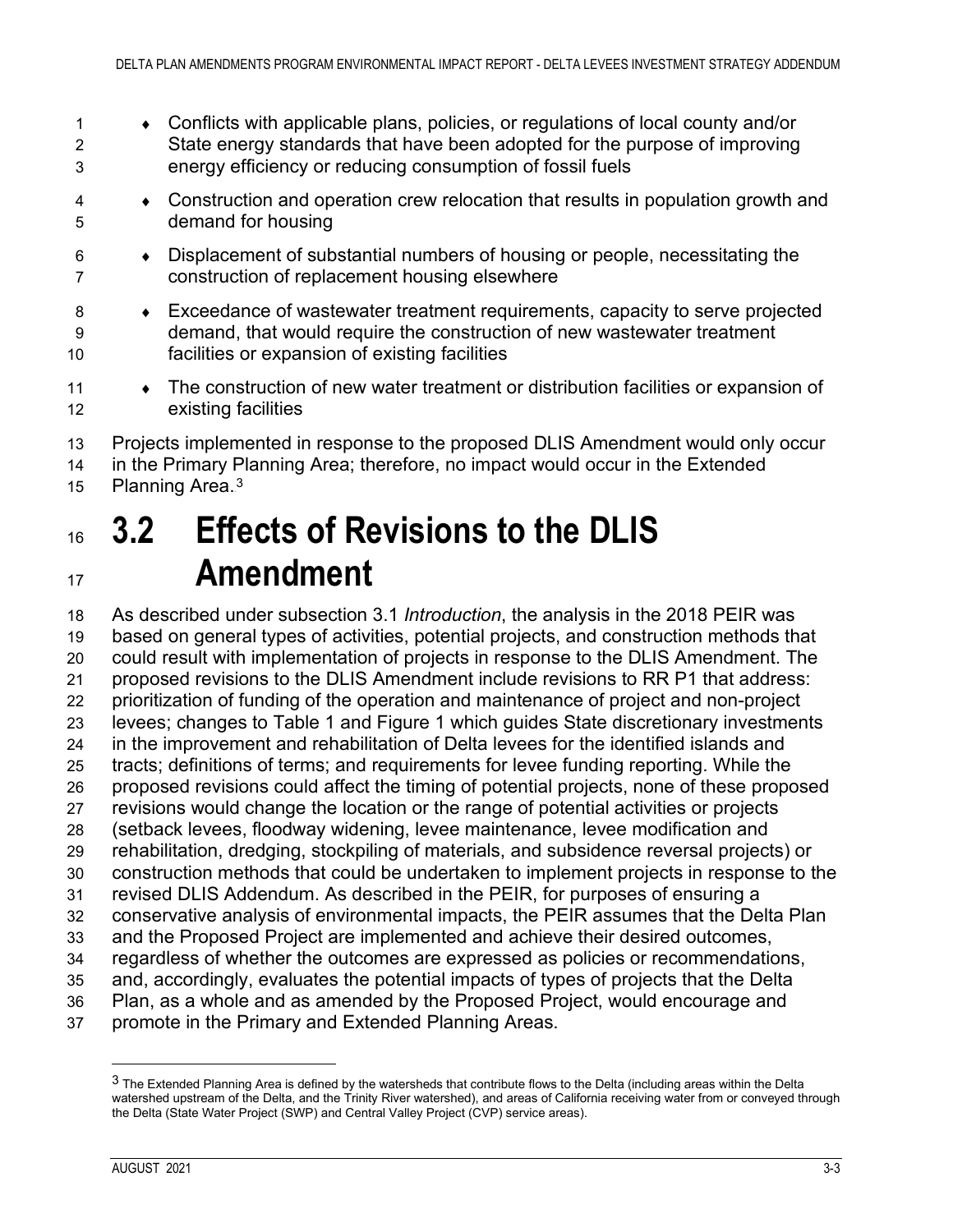- Conflicts with applicable plans, policies, or regulations of local county and/or State energy standards that have been adopted for the purpose of improving energy efficiency or reducing consumption of fossil fuels
- Construction and operation crew relocation that results in population growth and demand for housing
- Displacement of substantial numbers of housing or people, necessitating the construction of replacement housing elsewhere
- Exceedance of wastewater treatment requirements, capacity to serve projected demand, that would require the construction of new wastewater treatment facilities or expansion of existing facilities
- The construction of new water treatment or distribution facilities or expansion of existing facilities

Projects implemented in response to the proposed DLIS Amendment would only occur in the Primary Planning Area; therefore, no impact would occur in the Extended Planning Area.[3]

# 3.2 Effects of Revisions to the DLIS Amendment

As described under subsection 3.1 *Introduction*, the analysis in the 2018 PEIR was based on general types of activities, potential projects, and construction methods that could result with implementation of projects in response to the DLIS Amendment. The proposed revisions to the DLIS Amendment include revisions to RR P1 that address: prioritization of funding of the operation and maintenance of project and non-project levees; changes to Table 1 and Figure 1 which guides State discretionary investments in the improvement and rehabilitation of Delta levees for the identified islands and tracts; definitions of terms; and requirements for levee funding reporting. While the proposed revisions could affect the timing of potential projects, none of these proposed revisions would change the location or the range of potential activities or projects (setback levees, floodway widening, levee maintenance, levee modification and rehabilitation, dredging, stockpiling of materials, and subsidence reversal projects) or construction methods that could be undertaken to implement projects in response to the revised DLIS Addendum. As described in the PEIR, for purposes of ensuring a conservative analysis of environmental impacts, the PEIR assumes that the Delta Plan and the Proposed Project are implemented and achieve their desired outcomes, regardless of whether the outcomes are expressed as policies or recommendations, and, accordingly, evaluates the potential impacts of types of projects that the Delta Plan, as a whole and as amended by the Proposed Project, would encourage and promote in the Primary and Extended Planning Areas.

---

[3] The Extended Planning Area is defined by the watersheds that contribute flows to the Delta (including areas within the Delta watershed upstream of the Delta, and the Trinity River watershed), and areas of California receiving water from or conveyed through the Delta (State Water Project (SWP) and Central Valley Project (CVP) service areas).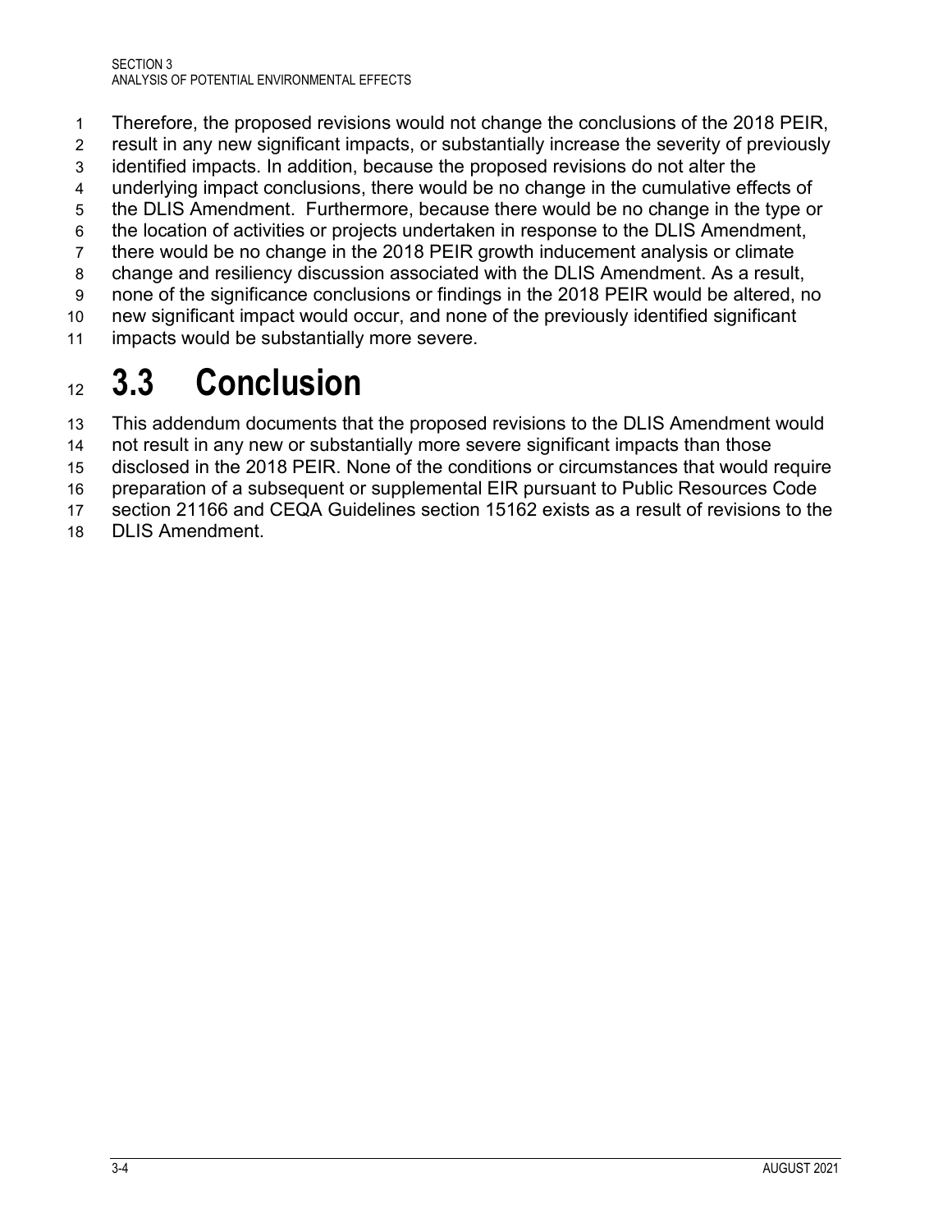Therefore, the proposed revisions would not change the conclusions of the 2018 PEIR, result in any new significant impacts, or substantially increase the severity of previously identified impacts. In addition, because the proposed revisions do not alter the underlying impact conclusions, there would be no change in the cumulative effects of the DLIS Amendment. Furthermore, because there would be no change in the type or the location of activities or projects undertaken in response to the DLIS Amendment, there would be no change in the 2018 PEIR growth inducement analysis or climate change and resiliency discussion associated with the DLIS Amendment. As a result, none of the significance conclusions or findings in the 2018 PEIR would be altered, no new significant impact would occur, and none of the previously identified significant impacts would be substantially more severe.

## 3.3 Conclusion

This addendum documents that the proposed revisions to the DLIS Amendment would not result in any new or substantially more severe significant impacts than those disclosed in the 2018 PEIR. None of the conditions or circumstances that would require preparation of a subsequent or supplemental EIR pursuant to Public Resources Code section 21166 and CEQA Guidelines section 15162 exists as a result of revisions to the DLIS Amendment.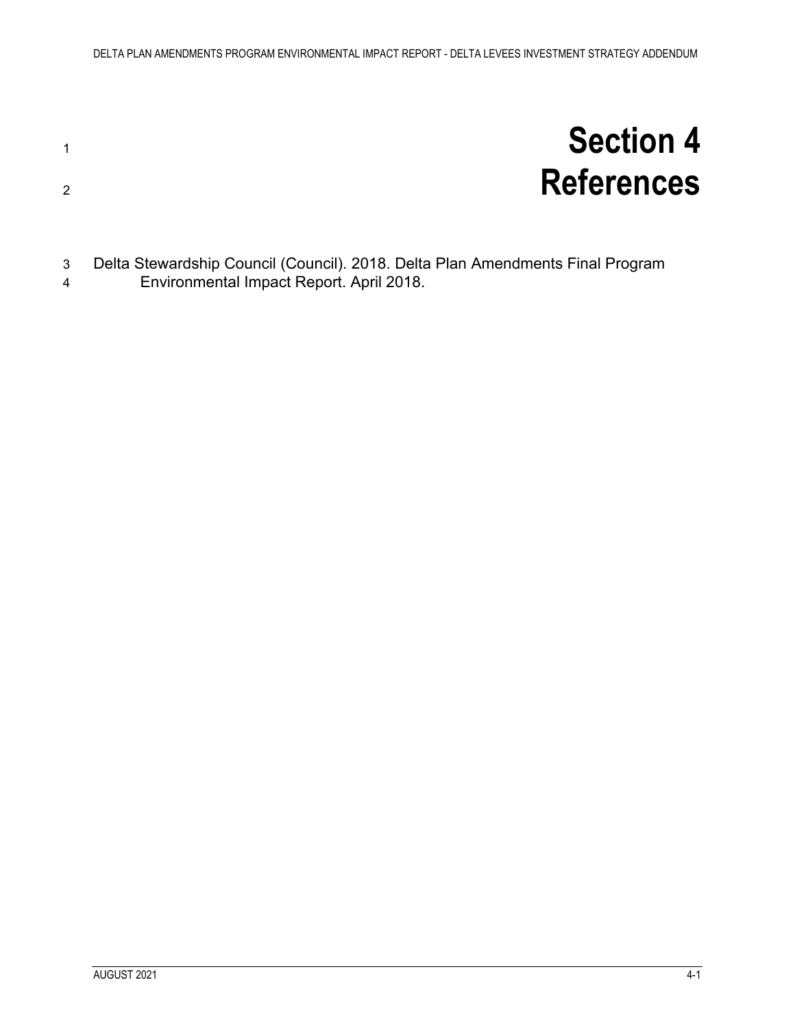# Section 4 References

Delta Stewardship Council (Council). 2018. Delta Plan Amendments Final Program Environmental Impact Report. April 2018.